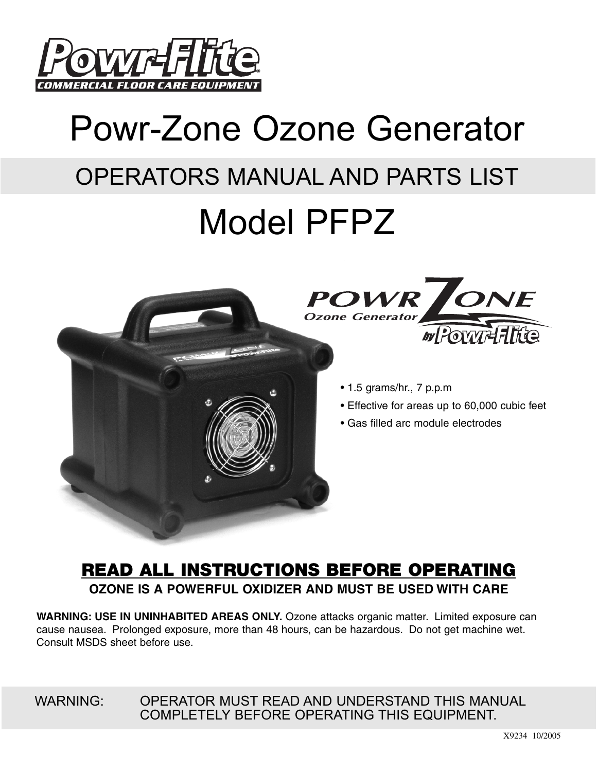Powr-Flite®

COMMERCIAL FLOOR CARE EQUIPMENT

# Powr-Zone Ozone Generator

## OPERATORS MANUAL AND PARTS LIST

# Model PFPZ

POWR ZONE Ozone Generator by Powr-Flite®

- 1.5 grams/hr., 7 p.p.m
- Effective for areas up to 60,000 cubic feet
- Gas filled arc module electrodes

## READ ALL INSTRUCTIONS BEFORE OPERATING

**OZONE IS A POWERFUL OXIDIZER AND MUST BE USED WITH CARE**

**WARNING: USE IN UNINHABITED AREAS ONLY.** Ozone attacks organic matter. Limited exposure can cause nausea. Prolonged exposure, more than 48 hours, can be hazardous. Do not get machine wet. Consult MSDS sheet before use.

WARNING: OPERATOR MUST READ AND UNDERSTAND THIS MANUAL COMPLETELY BEFORE OPERATING THIS EQUIPMENT.

X9234 10/2005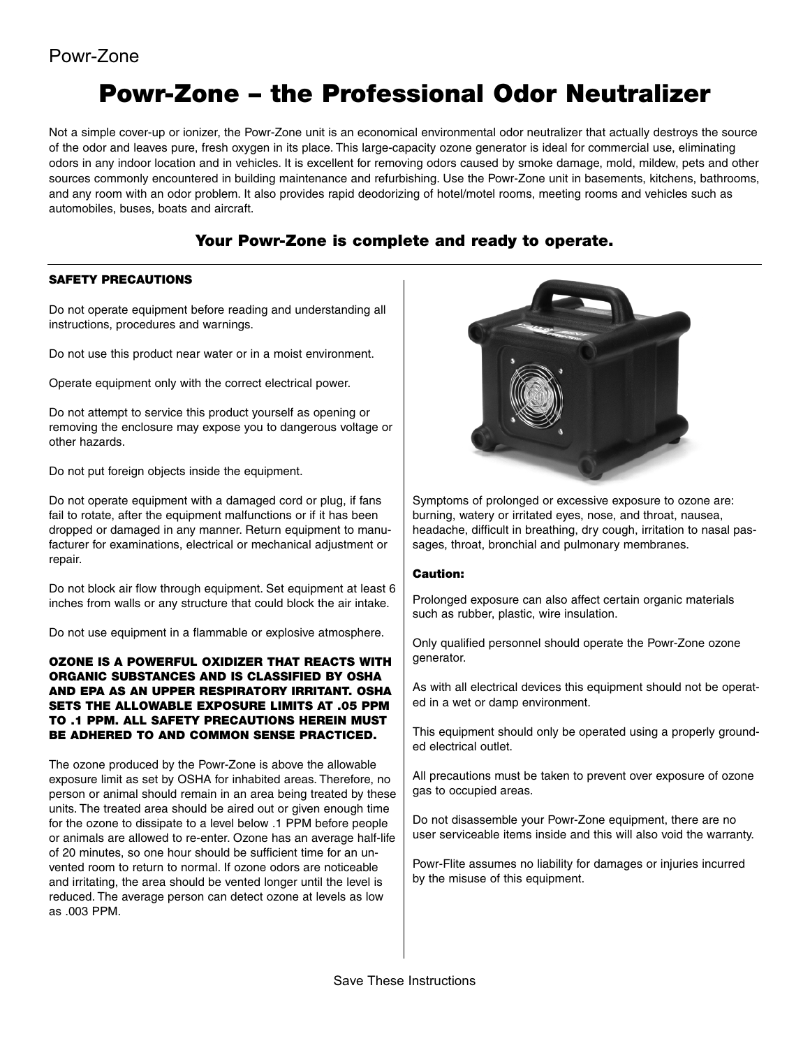# Powr-Zone – the Professional Odor Neutralizer

Not a simple cover-up or ionizer, the Powr-Zone unit is an economical environmental odor neutralizer that actually destroys the source of the odor and leaves pure, fresh oxygen in its place. This large-capacity ozone generator is ideal for commercial use, eliminating odors in any indoor location and in vehicles. It is excellent for removing odors caused by smoke damage, mold, mildew, pets and other sources commonly encountered in building maintenance and refurbishing. Use the Powr-Zone unit in basements, kitchens, bathrooms, and any room with an odor problem. It also provides rapid deodorizing of hotel/motel rooms, meeting rooms and vehicles such as automobiles, buses, boats and aircraft.

## Your Powr-Zone is complete and ready to operate.

### SAFETY PRECAUTIONS

Do not operate equipment before reading and understanding all instructions, procedures and warnings.

Do not use this product near water or in a moist environment.

Operate equipment only with the correct electrical power.

Do not attempt to service this product yourself as opening or removing the enclosure may expose you to dangerous voltage or other hazards.

Do not put foreign objects inside the equipment.

Do not operate equipment with a damaged cord or plug, if fans fail to rotate, after the equipment malfunctions or if it has been dropped or damaged in any manner. Return equipment to manufacturer for examinations, electrical or mechanical adjustment or repair.

Do not block air flow through equipment. Set equipment at least 6 inches from walls or any structure that could block the air intake.

Do not use equipment in a flammable or explosive atmosphere.

**OZONE IS A POWERFUL OXIDIZER THAT REACTS WITH ORGANIC SUBSTANCES AND IS CLASSIFIED BY OSHA AND EPA AS AN UPPER RESPIRATORY IRRITANT. OSHA SETS THE ALLOWABLE EXPOSURE LIMITS AT .05 PPM TO .1 PPM. ALL SAFETY PRECAUTIONS HEREIN MUST BE ADHERED TO AND COMMON SENSE PRACTICED.**

The ozone produced by the Powr-Zone is above the allowable exposure limit as set by OSHA for inhabited areas. Therefore, no person or animal should remain in an area being treated by these units. The treated area should be aired out or given enough time for the ozone to dissipate to a level below .1 PPM before people or animals are allowed to re-enter. Ozone has an average half-life of 20 minutes, so one hour should be sufficient time for an unvented room to return to normal. If ozone odors are noticeable and irritating, the area should be vented longer until the level is reduced. The average person can detect ozone at levels as low as .003 PPM.

Symptoms of prolonged or excessive exposure to ozone are: burning, watery or irritated eyes, nose, and throat, nausea, headache, difficult in breathing, dry cough, irritation to nasal passages, throat, bronchial and pulmonary membranes.

**Caution:**

Prolonged exposure can also affect certain organic materials such as rubber, plastic, wire insulation.

Only qualified personnel should operate the Powr-Zone ozone generator.

As with all electrical devices this equipment should not be operated in a wet or damp environment.

This equipment should only be operated using a properly grounded electrical outlet.

All precautions must be taken to prevent over exposure of ozone gas to occupied areas.

Do not disassemble your Powr-Zone equipment, there are no user serviceable items inside and this will also void the warranty.

Powr-Flite assumes no liability for damages or injuries incurred by the misuse of this equipment.

Save These Instructions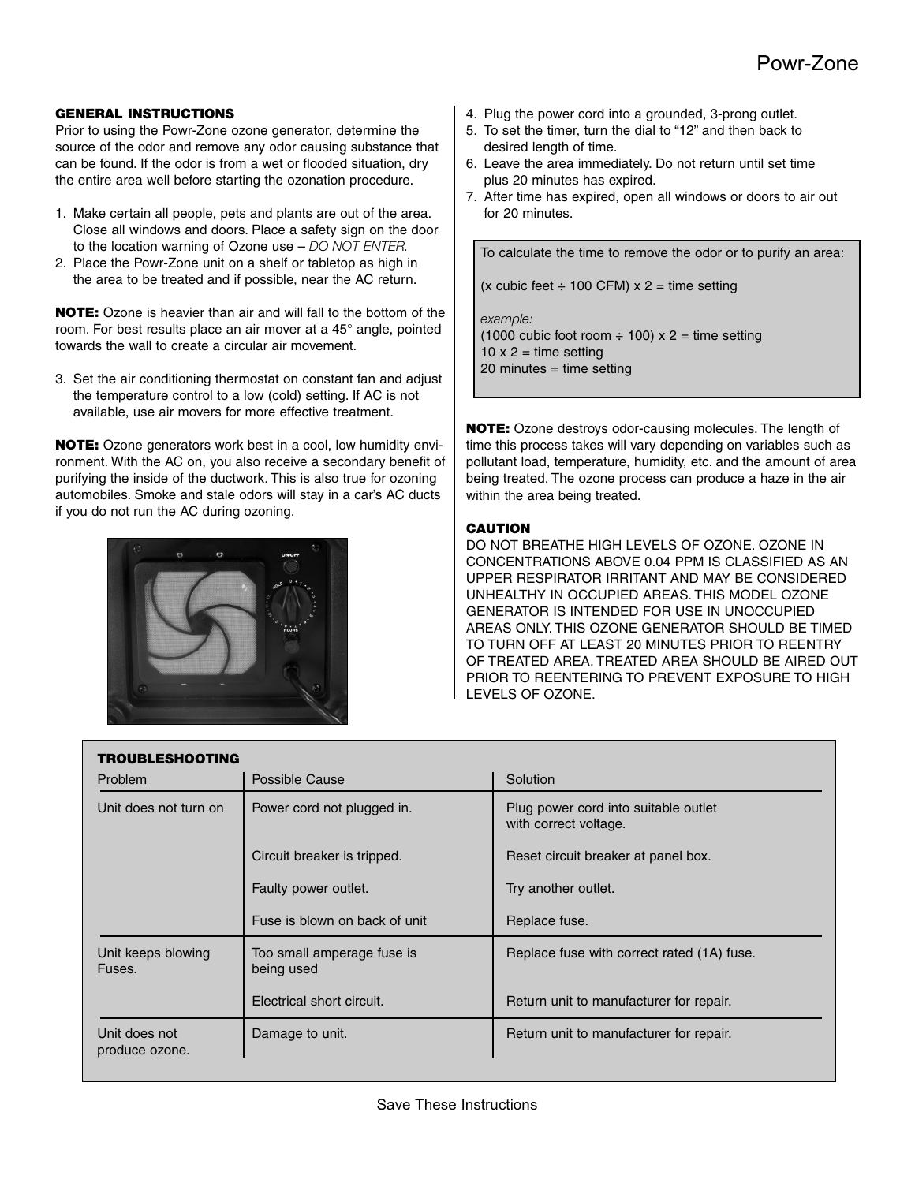## GENERAL INSTRUCTIONS

Prior to using the Powr-Zone ozone generator, determine the source of the odor and remove any odor causing substance that can be found. If the odor is from a wet or flooded situation, dry the entire area well before starting the ozonation procedure.

1. Make certain all people, pets and plants are out of the area. Close all windows and doors. Place a safety sign on the door to the location warning of Ozone use – *DO NOT ENTER.*
2. Place the Powr-Zone unit on a shelf or tabletop as high in the area to be treated and if possible, near the AC return.

**NOTE:** Ozone is heavier than air and will fall to the bottom of the room. For best results place an air mover at a 45° angle, pointed towards the wall to create a circular air movement.

3. Set the air conditioning thermostat on constant fan and adjust the temperature control to a low (cold) setting. If AC is not available, use air movers for more effective treatment.

**NOTE:** Ozone generators work best in a cool, low humidity environment. With the AC on, you also receive a secondary benefit of purifying the inside of the ductwork. This is also true for ozoning automobiles. Smoke and stale odors will stay in a car's AC ducts if you do not run the AC during ozoning.

4. Plug the power cord into a grounded, 3-prong outlet.
5. To set the timer, turn the dial to "12" and then back to desired length of time.
6. Leave the area immediately. Do not return until set time plus 20 minutes has expired.
7. After time has expired, open all windows or doors to air out for 20 minutes.

> To calculate the time to remove the odor or to purify an area:
>
> (x cubic feet ÷ 100 CFM) x 2 = time setting
>
> *example:*
> (1000 cubic foot room ÷ 100) x 2 = time setting
> 10 x 2 = time setting
> 20 minutes = time setting

**NOTE:** Ozone destroys odor-causing molecules. The length of time this process takes will vary depending on variables such as pollutant load, temperature, humidity, etc. and the amount of area being treated. The ozone process can produce a haze in the air within the area being treated.

### CAUTION

DO NOT BREATHE HIGH LEVELS OF OZONE. OZONE IN CONCENTRATIONS ABOVE 0.04 PPM IS CLASSIFIED AS AN UPPER RESPIRATOR IRRITANT AND MAY BE CONSIDERED UNHEALTHY IN OCCUPIED AREAS. THIS MODEL OZONE GENERATOR IS INTENDED FOR USE IN UNOCCUPIED AREAS ONLY. THIS OZONE GENERATOR SHOULD BE TIMED TO TURN OFF AT LEAST 20 MINUTES PRIOR TO REENTRY OF TREATED AREA. TREATED AREA SHOULD BE AIRED OUT PRIOR TO REENTERING TO PREVENT EXPOSURE TO HIGH LEVELS OF OZONE.

### TROUBLESHOOTING

| Problem | Possible Cause | Solution |
|---|---|---|
| Unit does not turn on | Power cord not plugged in. | Plug power cord into suitable outlet with correct voltage. |
| | Circuit breaker is tripped. | Reset circuit breaker at panel box. |
| | Faulty power outlet. | Try another outlet. |
| | Fuse is blown on back of unit | Replace fuse. |
| Unit keeps blowing Fuses. | Too small amperage fuse is being used | Replace fuse with correct rated (1A) fuse. |
| | Electrical short circuit. | Return unit to manufacturer for repair. |
| Unit does not produce ozone. | Damage to unit. | Return unit to manufacturer for repair. |

Save These Instructions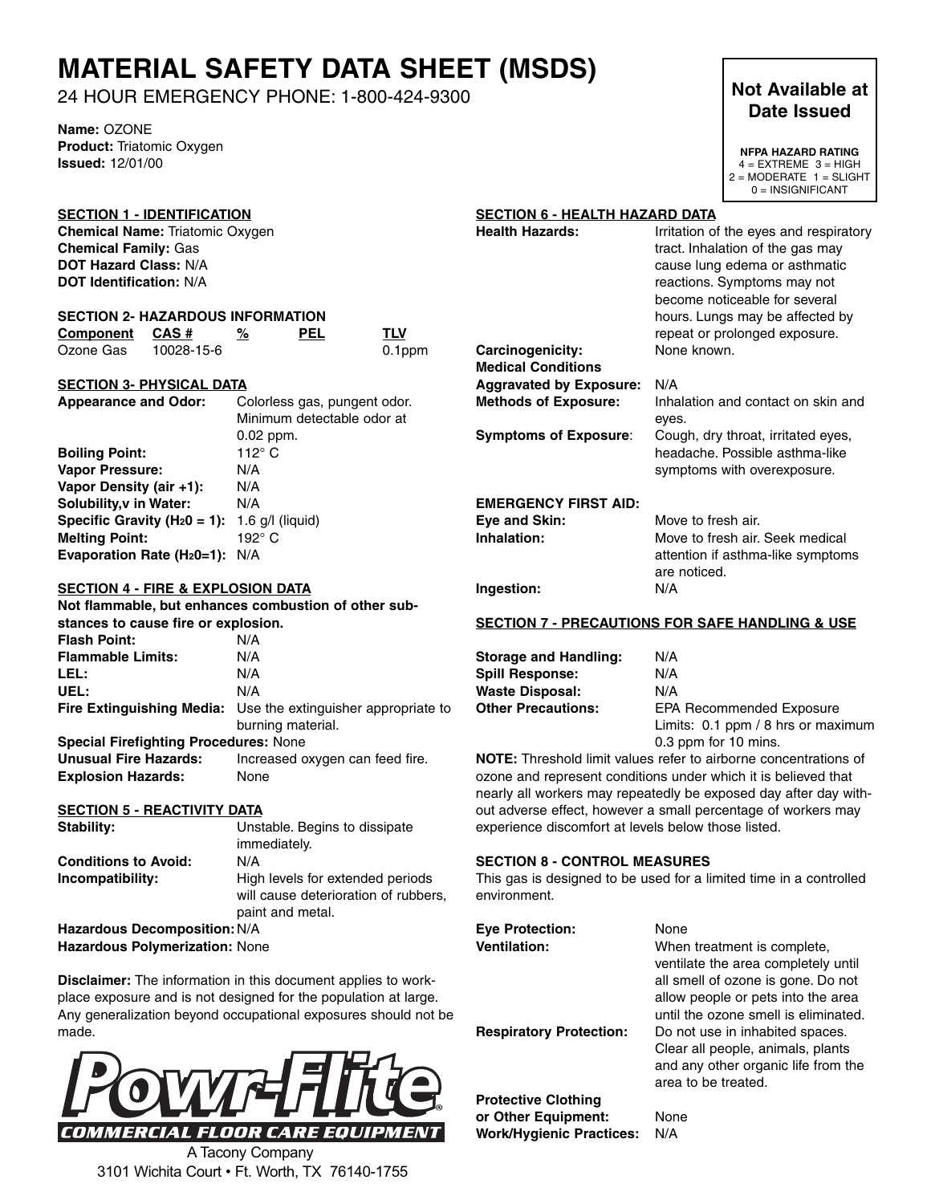# MATERIAL SAFETY DATA SHEET (MSDS)

24 HOUR EMERGENCY PHONE: 1-800-424-9300

**Name:** OZONE
**Product:** Triatomic Oxygen
**Issued:** 12/01/00

**Not Available at Date Issued**

**NFPA HAZARD RATING**
4 = EXTREME 3 = HIGH
2 = MODERATE 1 = SLIGHT
0 = INSIGNIFICANT

## SECTION 1 - IDENTIFICATION

**Chemical Name:** Triatomic Oxygen
**Chemical Family:** Gas
**DOT Hazard Class:** N/A
**DOT Identification:** N/A

## SECTION 2- HAZARDOUS INFORMATION

| Component | CAS # | % | PEL | TLV |
|---|---|---|---|---|
| Ozone Gas | 10028-15-6 | | | 0.1ppm |

## SECTION 3- PHYSICAL DATA

**Appearance and Odor:** Colorless gas, pungent odor. Minimum detectable odor at 0.02 ppm.
**Boiling Point:** 112° C
**Vapor Pressure:** N/A
**Vapor Density (air +1):** N/A
**Solubility,v in Water:** N/A
**Specific Gravity ($H_20$ = 1):** 1.6 g/l (liquid)
**Melting Point:** 192° C
**Evaporation Rate ($H_20$=1):** N/A

## SECTION 4 - FIRE & EXPLOSION DATA

**Not flammable, but enhances combustion of other substances to cause fire or explosion.**

**Flash Point:** N/A
**Flammable Limits:** N/A
**LEL:** N/A
**UEL:** N/A
**Fire Extinguishing Media:** Use the extinguisher appropriate to burning material.
**Special Firefighting Procedures:** None
**Unusual Fire Hazards:** Increased oxygen can feed fire.
**Explosion Hazards:** None

## SECTION 5 - REACTIVITY DATA

**Stability:** Unstable. Begins to dissipate immediately.
**Conditions to Avoid:** N/A
**Incompatibility:** High levels for extended periods will cause deterioration of rubbers, paint and metal.
**Hazardous Decomposition:** N/A
**Hazardous Polymerization:** None

**Disclaimer:** The information in this document applies to workplace exposure and is not designed for the population at large. Any generalization beyond occupational exposures should not be made.

Powr-Flite®
COMMERCIAL FLOOR CARE EQUIPMENT
A Tacony Company
3101 Wichita Court • Ft. Worth, TX 76140-1755

## SECTION 6 - HEALTH HAZARD DATA

**Health Hazards:** Irritation of the eyes and respiratory tract. Inhalation of the gas may cause lung edema or asthmatic reactions. Symptoms may not become noticeable for several hours. Lungs may be affected by repeat or prolonged exposure.
**Carcinogenicity:** None known.
**Medical Conditions Aggravated by Exposure:** N/A
**Methods of Exposure:** Inhalation and contact on skin and eyes.
**Symptoms of Exposure:** Cough, dry throat, irritated eyes, headache. Possible asthma-like symptoms with overexposure.

**EMERGENCY FIRST AID:**
**Eye and Skin:** Move to fresh air.
**Inhalation:** Move to fresh air. Seek medical attention if asthma-like symptoms are noticed.
**Ingestion:** N/A

## SECTION 7 - PRECAUTIONS FOR SAFE HANDLING & USE

**Storage and Handling:** N/A
**Spill Response:** N/A
**Waste Disposal:** N/A
**Other Precautions:** EPA Recommended Exposure Limits: 0.1 ppm / 8 hrs or maximum 0.3 ppm for 10 mins.

**NOTE:** Threshold limit values refer to airborne concentrations of ozone and represent conditions under which it is believed that nearly all workers may repeatedly be exposed day after day without adverse effect, however a small percentage of workers may experience discomfort at levels below those listed.

## SECTION 8 - CONTROL MEASURES

This gas is designed to be used for a limited time in a controlled environment.

**Eye Protection:** None
**Ventilation:** When treatment is complete, ventilate the area completely until all smell of ozone is gone. Do not allow people or pets into the area until the ozone smell is eliminated.
**Respiratory Protection:** Do not use in inhabited spaces. Clear all people, animals, plants and any other organic life from the area to be treated.
**Protective Clothing or Other Equipment:** None
**Work/Hygienic Practices:** N/A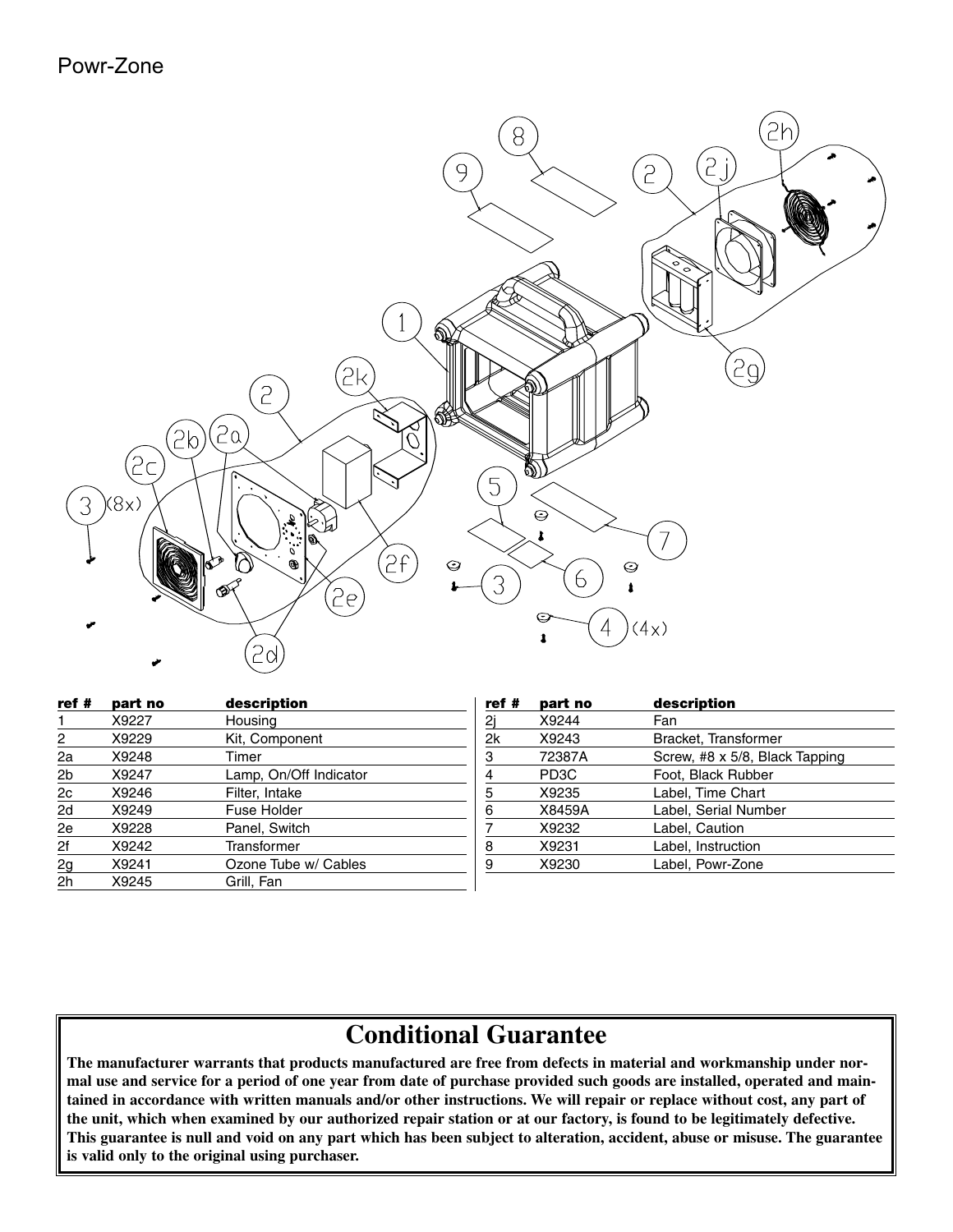Powr-Zone

| ref # | part no | description |
|---|---|---|
| 1 | X9227 | Housing |
| 2 | X9229 | Kit, Component |
| 2a | X9248 | Timer |
| 2b | X9247 | Lamp, On/Off Indicator |
| 2c | X9246 | Filter, Intake |
| 2d | X9249 | Fuse Holder |
| 2e | X9228 | Panel, Switch |
| 2f | X9242 | Transformer |
| 2g | X9241 | Ozone Tube w/ Cables |
| 2h | X9245 | Grill, Fan |
| 2j | X9244 | Fan |
| 2k | X9243 | Bracket, Transformer |
| 3 | 72387A | Screw, #8 x 5/8, Black Tapping |
| 4 | PD3C | Foot, Black Rubber |
| 5 | X9235 | Label, Time Chart |
| 6 | X8459A | Label, Serial Number |
| 7 | X9232 | Label, Caution |
| 8 | X9231 | Label, Instruction |
| 9 | X9230 | Label, Powr-Zone |

# Conditional Guarantee

**The manufacturer warrants that products manufactured are free from defects in material and workmanship under normal use and service for a period of one year from date of purchase provided such goods are installed, operated and maintained in accordance with written manuals and/or other instructions. We will repair or replace without cost, any part of the unit, which when examined by our authorized repair station or at our factory, is found to be legitimately defective. This guarantee is null and void on any part which has been subject to alteration, accident, abuse or misuse. The guarantee is valid only to the original using purchaser.**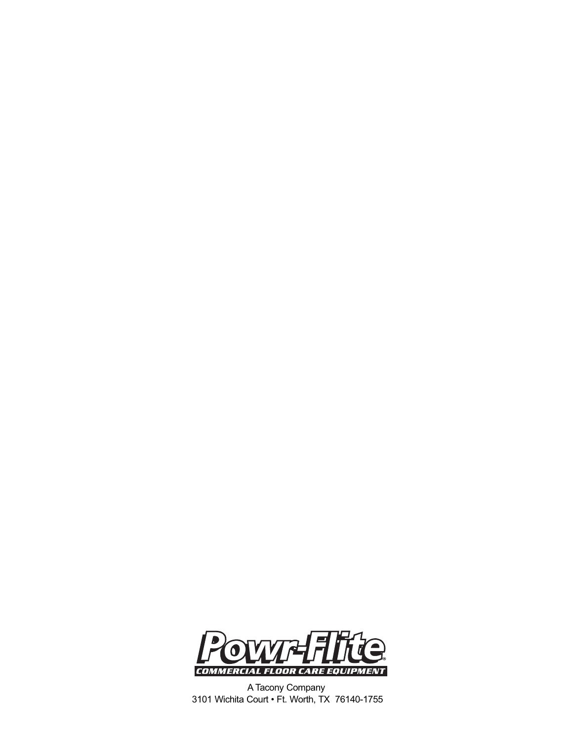Powr-Flite®

COMMERCIAL FLOOR CARE EQUIPMENT

A Tacony Company

3101 Wichita Court • Ft. Worth, TX 76140-1755